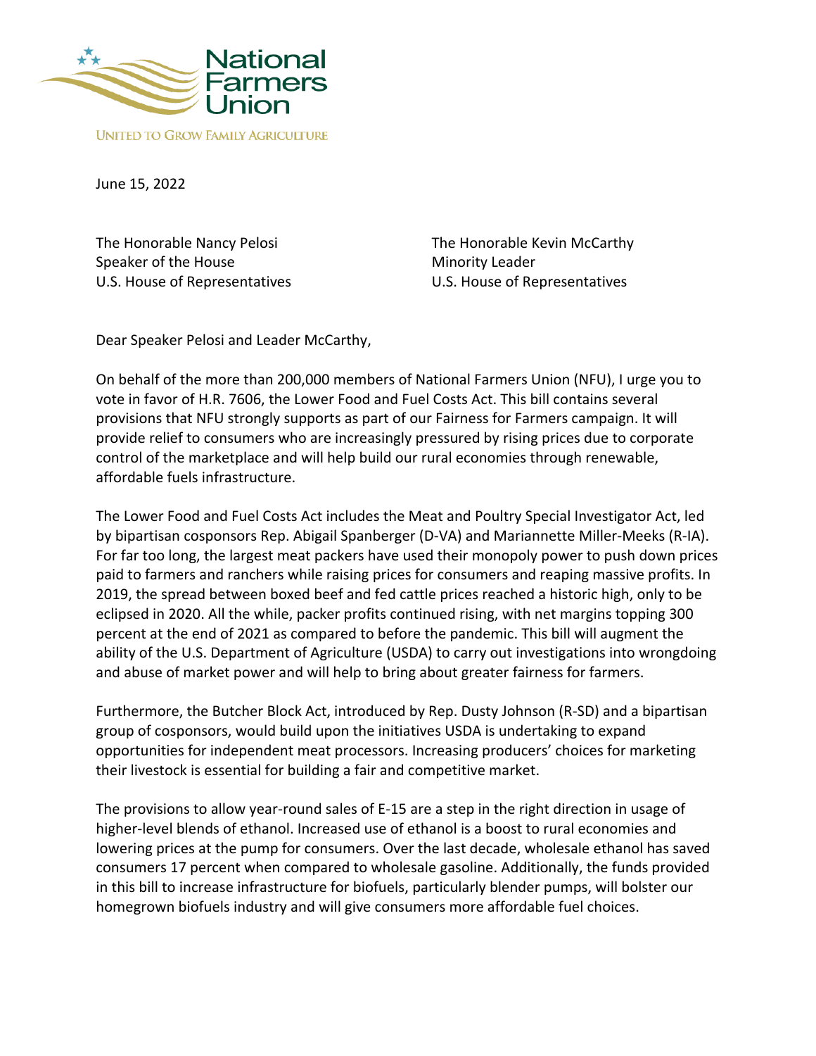National Farmers Union

UNITED TO GROW FAMILY AGRICULTURE

June 15, 2022

The Honorable Nancy Pelosi
Speaker of the House
U.S. House of Representatives

The Honorable Kevin McCarthy
Minority Leader
U.S. House of Representatives

Dear Speaker Pelosi and Leader McCarthy,

On behalf of the more than 200,000 members of National Farmers Union (NFU), I urge you to vote in favor of H.R. 7606, the Lower Food and Fuel Costs Act. This bill contains several provisions that NFU strongly supports as part of our Fairness for Farmers campaign. It will provide relief to consumers who are increasingly pressured by rising prices due to corporate control of the marketplace and will help build our rural economies through renewable, affordable fuels infrastructure.

The Lower Food and Fuel Costs Act includes the Meat and Poultry Special Investigator Act, led by bipartisan cosponsors Rep. Abigail Spanberger (D-VA) and Mariannette Miller-Meeks (R-IA). For far too long, the largest meat packers have used their monopoly power to push down prices paid to farmers and ranchers while raising prices for consumers and reaping massive profits. In 2019, the spread between boxed beef and fed cattle prices reached a historic high, only to be eclipsed in 2020. All the while, packer profits continued rising, with net margins topping 300 percent at the end of 2021 as compared to before the pandemic. This bill will augment the ability of the U.S. Department of Agriculture (USDA) to carry out investigations into wrongdoing and abuse of market power and will help to bring about greater fairness for farmers.

Furthermore, the Butcher Block Act, introduced by Rep. Dusty Johnson (R-SD) and a bipartisan group of cosponsors, would build upon the initiatives USDA is undertaking to expand opportunities for independent meat processors. Increasing producers' choices for marketing their livestock is essential for building a fair and competitive market.

The provisions to allow year-round sales of E-15 are a step in the right direction in usage of higher-level blends of ethanol. Increased use of ethanol is a boost to rural economies and lowering prices at the pump for consumers. Over the last decade, wholesale ethanol has saved consumers 17 percent when compared to wholesale gasoline. Additionally, the funds provided in this bill to increase infrastructure for biofuels, particularly blender pumps, will bolster our homegrown biofuels industry and will give consumers more affordable fuel choices.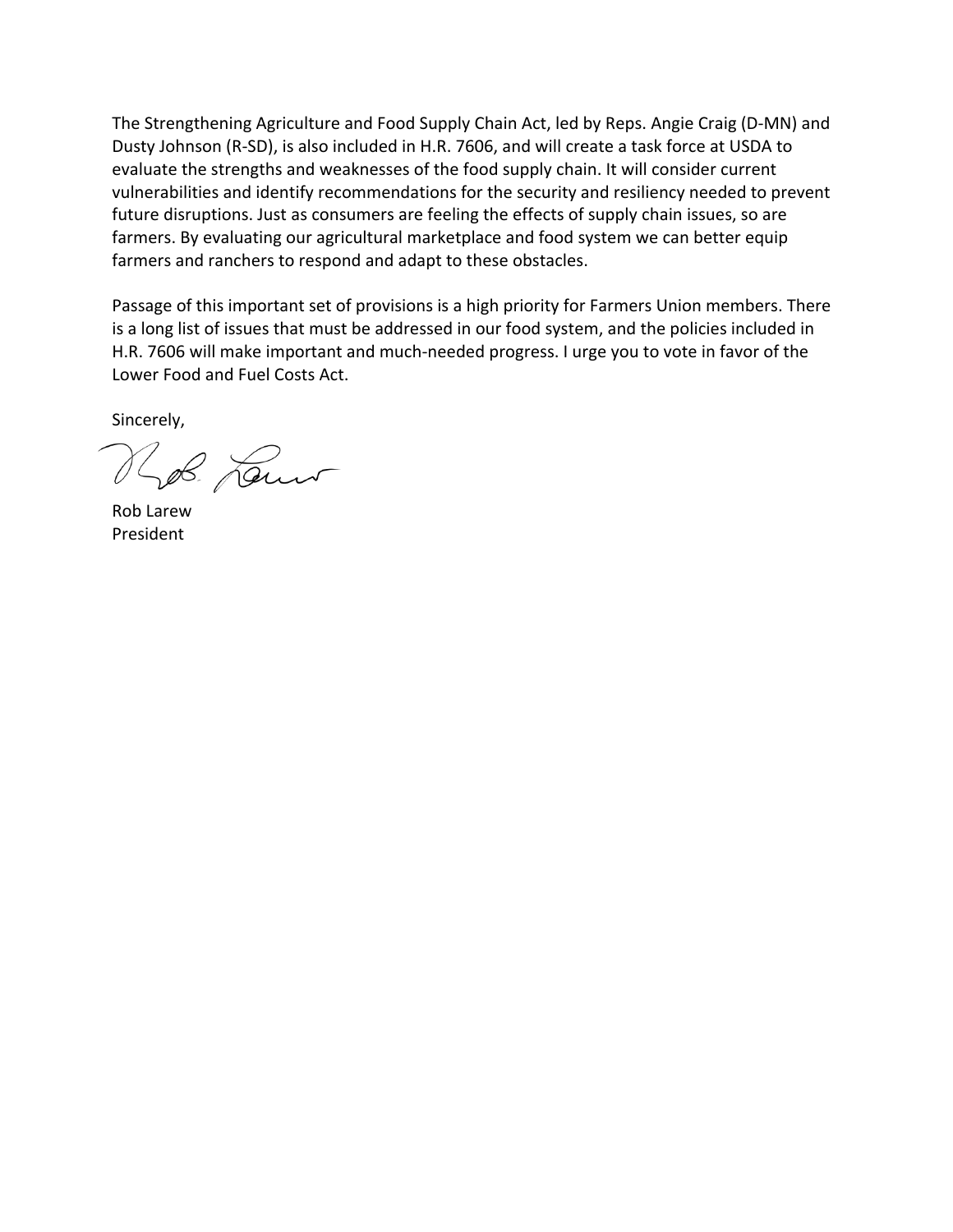The Strengthening Agriculture and Food Supply Chain Act, led by Reps. Angie Craig (D-MN) and Dusty Johnson (R-SD), is also included in H.R. 7606, and will create a task force at USDA to evaluate the strengths and weaknesses of the food supply chain. It will consider current vulnerabilities and identify recommendations for the security and resiliency needed to prevent future disruptions. Just as consumers are feeling the effects of supply chain issues, so are farmers. By evaluating our agricultural marketplace and food system we can better equip farmers and ranchers to respond and adapt to these obstacles.

Passage of this important set of provisions is a high priority for Farmers Union members. There is a long list of issues that must be addressed in our food system, and the policies included in H.R. 7606 will make important and much-needed progress. I urge you to vote in favor of the Lower Food and Fuel Costs Act.

Sincerely,

Rob Larew
President